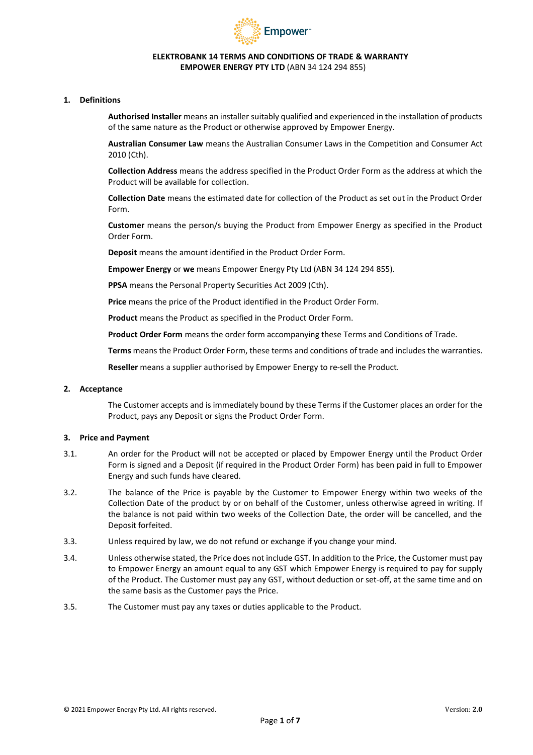**ELEKTROBANK 14 TERMS AND CONDITIONS OF TRADE & WARRANTY**
**EMPOWER ENERGY PTY LTD** (ABN 34 124 294 855)

## 1. Definitions

**Authorised Installer** means an installer suitably qualified and experienced in the installation of products of the same nature as the Product or otherwise approved by Empower Energy.

**Australian Consumer Law** means the Australian Consumer Laws in the Competition and Consumer Act 2010 (Cth).

**Collection Address** means the address specified in the Product Order Form as the address at which the Product will be available for collection.

**Collection Date** means the estimated date for collection of the Product as set out in the Product Order Form.

**Customer** means the person/s buying the Product from Empower Energy as specified in the Product Order Form.

**Deposit** means the amount identified in the Product Order Form.

**Empower Energy** or **we** means Empower Energy Pty Ltd (ABN 34 124 294 855).

**PPSA** means the Personal Property Securities Act 2009 (Cth).

**Price** means the price of the Product identified in the Product Order Form.

**Product** means the Product as specified in the Product Order Form.

**Product Order Form** means the order form accompanying these Terms and Conditions of Trade.

**Terms** means the Product Order Form, these terms and conditions of trade and includes the warranties.

**Reseller** means a supplier authorised by Empower Energy to re-sell the Product.

## 2. Acceptance

The Customer accepts and is immediately bound by these Terms if the Customer places an order for the Product, pays any Deposit or signs the Product Order Form.

## 3. Price and Payment

3.1. An order for the Product will not be accepted or placed by Empower Energy until the Product Order Form is signed and a Deposit (if required in the Product Order Form) has been paid in full to Empower Energy and such funds have cleared.

3.2. The balance of the Price is payable by the Customer to Empower Energy within two weeks of the Collection Date of the product by or on behalf of the Customer, unless otherwise agreed in writing. If the balance is not paid within two weeks of the Collection Date, the order will be cancelled, and the Deposit forfeited.

3.3. Unless required by law, we do not refund or exchange if you change your mind.

3.4. Unless otherwise stated, the Price does not include GST. In addition to the Price, the Customer must pay to Empower Energy an amount equal to any GST which Empower Energy is required to pay for supply of the Product. The Customer must pay any GST, without deduction or set-off, at the same time and on the same basis as the Customer pays the Price.

3.5. The Customer must pay any taxes or duties applicable to the Product.

© 2021 Empower Energy Pty Ltd. All rights reserved. Version: **2.0**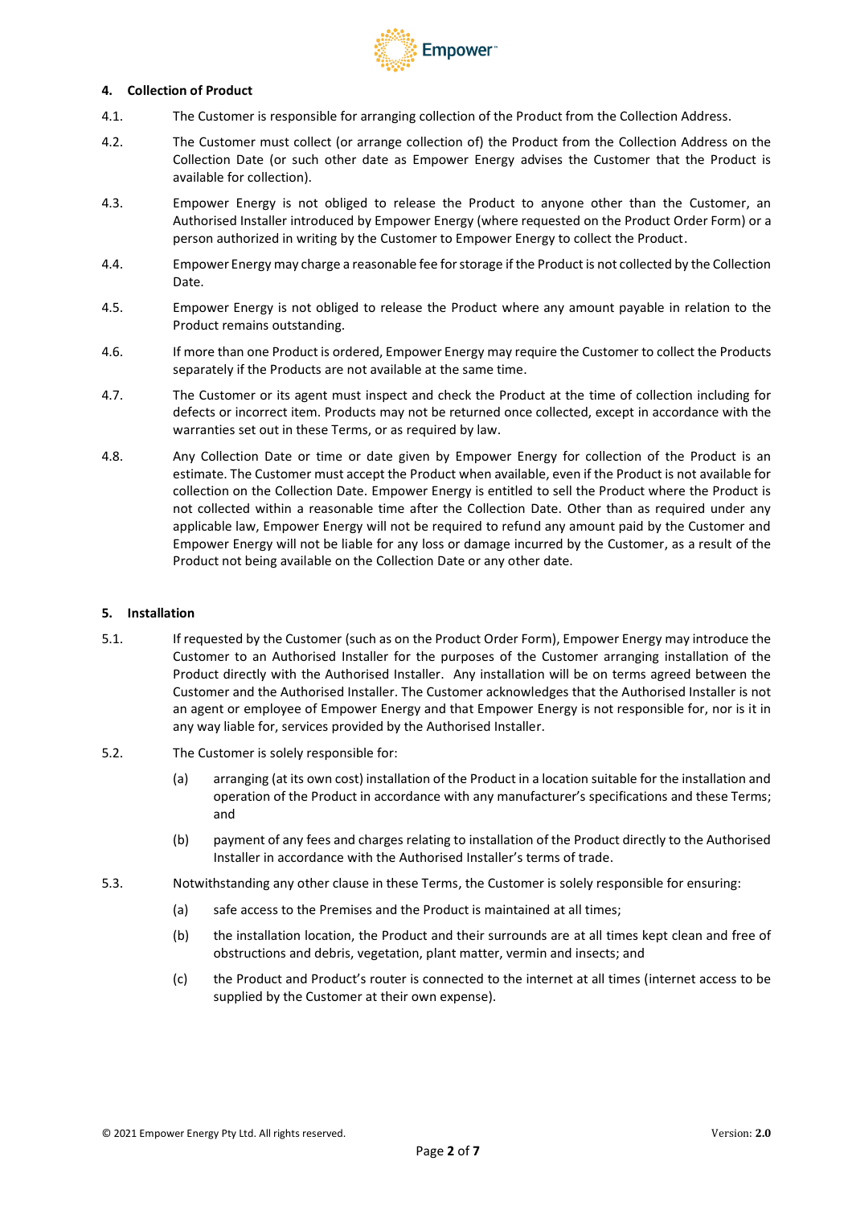## 4. Collection of Product

4.1. The Customer is responsible for arranging collection of the Product from the Collection Address.

4.2. The Customer must collect (or arrange collection of) the Product from the Collection Address on the Collection Date (or such other date as Empower Energy advises the Customer that the Product is available for collection).

4.3. Empower Energy is not obliged to release the Product to anyone other than the Customer, an Authorised Installer introduced by Empower Energy (where requested on the Product Order Form) or a person authorized in writing by the Customer to Empower Energy to collect the Product.

4.4. Empower Energy may charge a reasonable fee for storage if the Product is not collected by the Collection Date.

4.5. Empower Energy is not obliged to release the Product where any amount payable in relation to the Product remains outstanding.

4.6. If more than one Product is ordered, Empower Energy may require the Customer to collect the Products separately if the Products are not available at the same time.

4.7. The Customer or its agent must inspect and check the Product at the time of collection including for defects or incorrect item. Products may not be returned once collected, except in accordance with the warranties set out in these Terms, or as required by law.

4.8. Any Collection Date or time or date given by Empower Energy for collection of the Product is an estimate. The Customer must accept the Product when available, even if the Product is not available for collection on the Collection Date. Empower Energy is entitled to sell the Product where the Product is not collected within a reasonable time after the Collection Date. Other than as required under any applicable law, Empower Energy will not be required to refund any amount paid by the Customer and Empower Energy will not be liable for any loss or damage incurred by the Customer, as a result of the Product not being available on the Collection Date or any other date.

## 5. Installation

5.1. If requested by the Customer (such as on the Product Order Form), Empower Energy may introduce the Customer to an Authorised Installer for the purposes of the Customer arranging installation of the Product directly with the Authorised Installer. Any installation will be on terms agreed between the Customer and the Authorised Installer. The Customer acknowledges that the Authorised Installer is not an agent or employee of Empower Energy and that Empower Energy is not responsible for, nor is it in any way liable for, services provided by the Authorised Installer.

5.2. The Customer is solely responsible for:

(a) arranging (at its own cost) installation of the Product in a location suitable for the installation and operation of the Product in accordance with any manufacturer's specifications and these Terms; and

(b) payment of any fees and charges relating to installation of the Product directly to the Authorised Installer in accordance with the Authorised Installer's terms of trade.

5.3. Notwithstanding any other clause in these Terms, the Customer is solely responsible for ensuring:

(a) safe access to the Premises and the Product is maintained at all times;

(b) the installation location, the Product and their surrounds are at all times kept clean and free of obstructions and debris, vegetation, plant matter, vermin and insects; and

(c) the Product and Product's router is connected to the internet at all times (internet access to be supplied by the Customer at their own expense).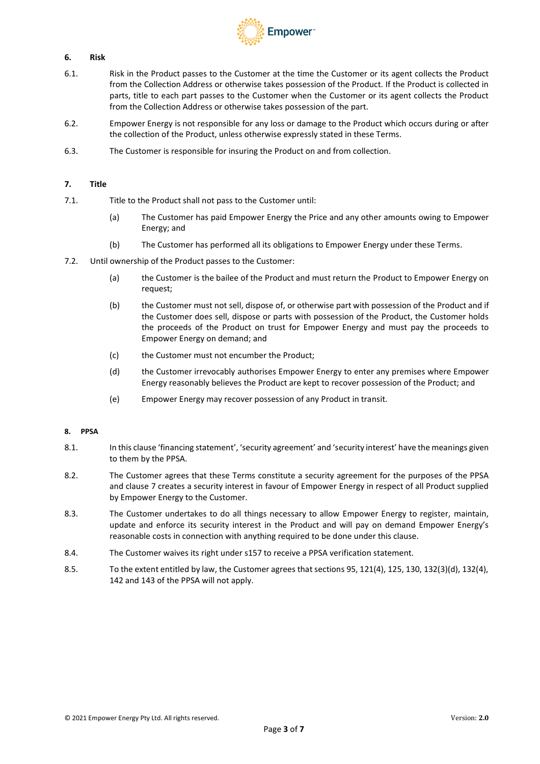## 6. Risk

6.1. Risk in the Product passes to the Customer at the time the Customer or its agent collects the Product from the Collection Address or otherwise takes possession of the Product. If the Product is collected in parts, title to each part passes to the Customer when the Customer or its agent collects the Product from the Collection Address or otherwise takes possession of the part.

6.2. Empower Energy is not responsible for any loss or damage to the Product which occurs during or after the collection of the Product, unless otherwise expressly stated in these Terms.

6.3. The Customer is responsible for insuring the Product on and from collection.

## 7. Title

7.1. Title to the Product shall not pass to the Customer until:

(a) The Customer has paid Empower Energy the Price and any other amounts owing to Empower Energy; and

(b) The Customer has performed all its obligations to Empower Energy under these Terms.

7.2. Until ownership of the Product passes to the Customer:

(a) the Customer is the bailee of the Product and must return the Product to Empower Energy on request;

(b) the Customer must not sell, dispose of, or otherwise part with possession of the Product and if the Customer does sell, dispose or parts with possession of the Product, the Customer holds the proceeds of the Product on trust for Empower Energy and must pay the proceeds to Empower Energy on demand; and

(c) the Customer must not encumber the Product;

(d) the Customer irrevocably authorises Empower Energy to enter any premises where Empower Energy reasonably believes the Product are kept to recover possession of the Product; and

(e) Empower Energy may recover possession of any Product in transit.

## 8. PPSA

8.1. In this clause 'financing statement', 'security agreement' and 'security interest' have the meanings given to them by the PPSA.

8.2. The Customer agrees that these Terms constitute a security agreement for the purposes of the PPSA and clause 7 creates a security interest in favour of Empower Energy in respect of all Product supplied by Empower Energy to the Customer.

8.3. The Customer undertakes to do all things necessary to allow Empower Energy to register, maintain, update and enforce its security interest in the Product and will pay on demand Empower Energy's reasonable costs in connection with anything required to be done under this clause.

8.4. The Customer waives its right under s157 to receive a PPSA verification statement.

8.5. To the extent entitled by law, the Customer agrees that sections 95, 121(4), 125, 130, 132(3)(d), 132(4), 142 and 143 of the PPSA will not apply.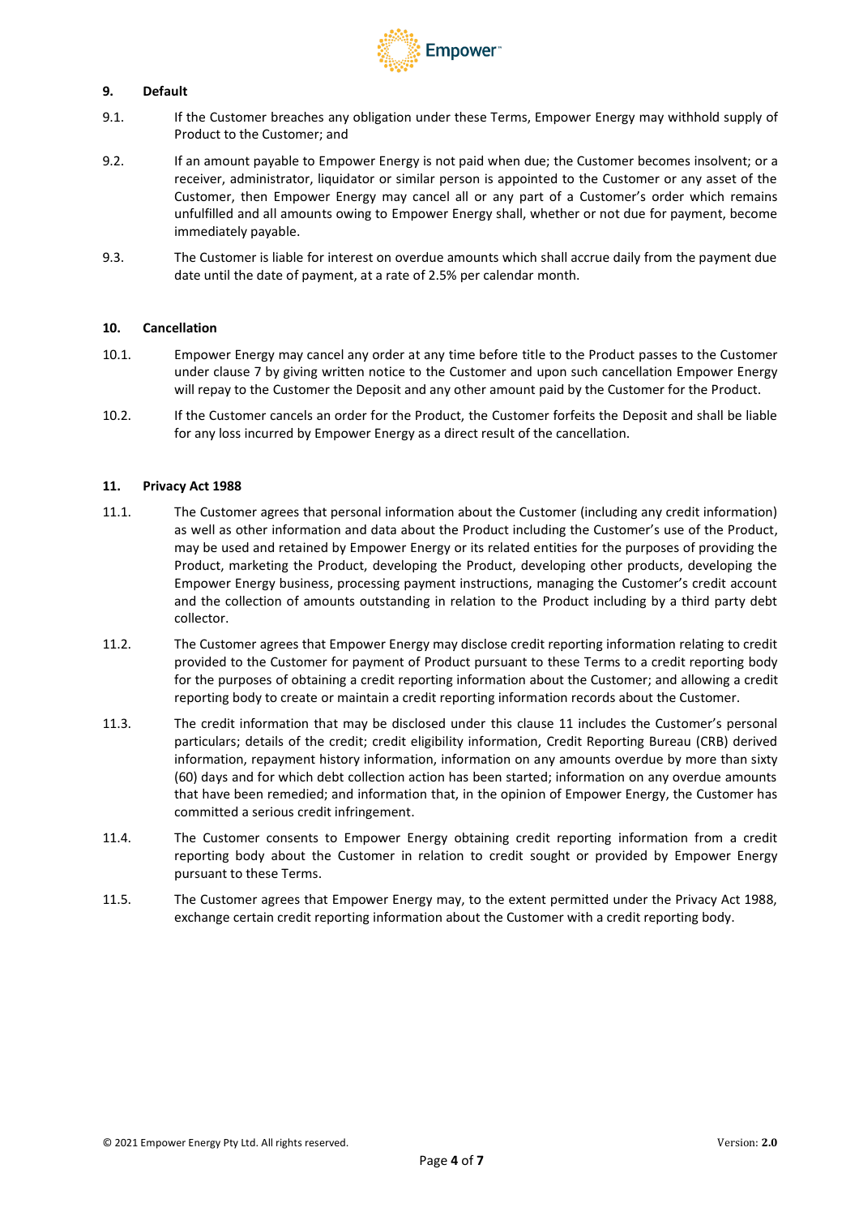## 9. Default

9.1. If the Customer breaches any obligation under these Terms, Empower Energy may withhold supply of Product to the Customer; and

9.2. If an amount payable to Empower Energy is not paid when due; the Customer becomes insolvent; or a receiver, administrator, liquidator or similar person is appointed to the Customer or any asset of the Customer, then Empower Energy may cancel all or any part of a Customer's order which remains unfulfilled and all amounts owing to Empower Energy shall, whether or not due for payment, become immediately payable.

9.3. The Customer is liable for interest on overdue amounts which shall accrue daily from the payment due date until the date of payment, at a rate of 2.5% per calendar month.

## 10. Cancellation

10.1. Empower Energy may cancel any order at any time before title to the Product passes to the Customer under clause 7 by giving written notice to the Customer and upon such cancellation Empower Energy will repay to the Customer the Deposit and any other amount paid by the Customer for the Product.

10.2. If the Customer cancels an order for the Product, the Customer forfeits the Deposit and shall be liable for any loss incurred by Empower Energy as a direct result of the cancellation.

## 11. Privacy Act 1988

11.1. The Customer agrees that personal information about the Customer (including any credit information) as well as other information and data about the Product including the Customer's use of the Product, may be used and retained by Empower Energy or its related entities for the purposes of providing the Product, marketing the Product, developing the Product, developing other products, developing the Empower Energy business, processing payment instructions, managing the Customer's credit account and the collection of amounts outstanding in relation to the Product including by a third party debt collector.

11.2. The Customer agrees that Empower Energy may disclose credit reporting information relating to credit provided to the Customer for payment of Product pursuant to these Terms to a credit reporting body for the purposes of obtaining a credit reporting information about the Customer; and allowing a credit reporting body to create or maintain a credit reporting information records about the Customer.

11.3. The credit information that may be disclosed under this clause 11 includes the Customer's personal particulars; details of the credit; credit eligibility information, Credit Reporting Bureau (CRB) derived information, repayment history information, information on any amounts overdue by more than sixty (60) days and for which debt collection action has been started; information on any overdue amounts that have been remedied; and information that, in the opinion of Empower Energy, the Customer has committed a serious credit infringement.

11.4. The Customer consents to Empower Energy obtaining credit reporting information from a credit reporting body about the Customer in relation to credit sought or provided by Empower Energy pursuant to these Terms.

11.5. The Customer agrees that Empower Energy may, to the extent permitted under the Privacy Act 1988, exchange certain credit reporting information about the Customer with a credit reporting body.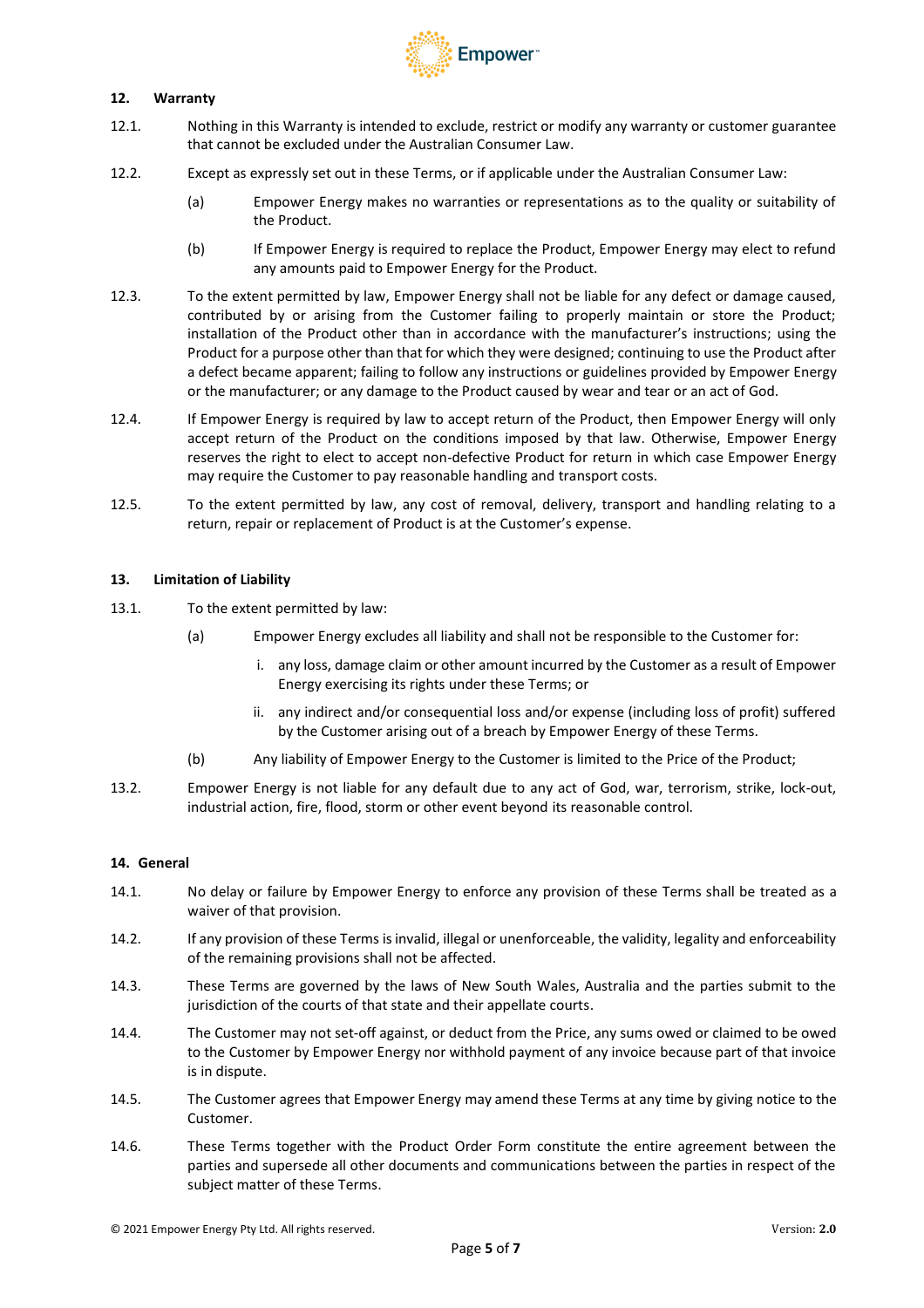## 12. Warranty

12.1. Nothing in this Warranty is intended to exclude, restrict or modify any warranty or customer guarantee that cannot be excluded under the Australian Consumer Law.

12.2. Except as expressly set out in these Terms, or if applicable under the Australian Consumer Law:

(a) Empower Energy makes no warranties or representations as to the quality or suitability of the Product.

(b) If Empower Energy is required to replace the Product, Empower Energy may elect to refund any amounts paid to Empower Energy for the Product.

12.3. To the extent permitted by law, Empower Energy shall not be liable for any defect or damage caused, contributed by or arising from the Customer failing to properly maintain or store the Product; installation of the Product other than in accordance with the manufacturer's instructions; using the Product for a purpose other than that for which they were designed; continuing to use the Product after a defect became apparent; failing to follow any instructions or guidelines provided by Empower Energy or the manufacturer; or any damage to the Product caused by wear and tear or an act of God.

12.4. If Empower Energy is required by law to accept return of the Product, then Empower Energy will only accept return of the Product on the conditions imposed by that law. Otherwise, Empower Energy reserves the right to elect to accept non-defective Product for return in which case Empower Energy may require the Customer to pay reasonable handling and transport costs.

12.5. To the extent permitted by law, any cost of removal, delivery, transport and handling relating to a return, repair or replacement of Product is at the Customer's expense.

## 13. Limitation of Liability

13.1. To the extent permitted by law:

(a) Empower Energy excludes all liability and shall not be responsible to the Customer for:

i. any loss, damage claim or other amount incurred by the Customer as a result of Empower Energy exercising its rights under these Terms; or

ii. any indirect and/or consequential loss and/or expense (including loss of profit) suffered by the Customer arising out of a breach by Empower Energy of these Terms.

(b) Any liability of Empower Energy to the Customer is limited to the Price of the Product;

13.2. Empower Energy is not liable for any default due to any act of God, war, terrorism, strike, lock-out, industrial action, fire, flood, storm or other event beyond its reasonable control.

## 14. General

14.1. No delay or failure by Empower Energy to enforce any provision of these Terms shall be treated as a waiver of that provision.

14.2. If any provision of these Terms is invalid, illegal or unenforceable, the validity, legality and enforceability of the remaining provisions shall not be affected.

14.3. These Terms are governed by the laws of New South Wales, Australia and the parties submit to the jurisdiction of the courts of that state and their appellate courts.

14.4. The Customer may not set-off against, or deduct from the Price, any sums owed or claimed to be owed to the Customer by Empower Energy nor withhold payment of any invoice because part of that invoice is in dispute.

14.5. The Customer agrees that Empower Energy may amend these Terms at any time by giving notice to the Customer.

14.6. These Terms together with the Product Order Form constitute the entire agreement between the parties and supersede all other documents and communications between the parties in respect of the subject matter of these Terms.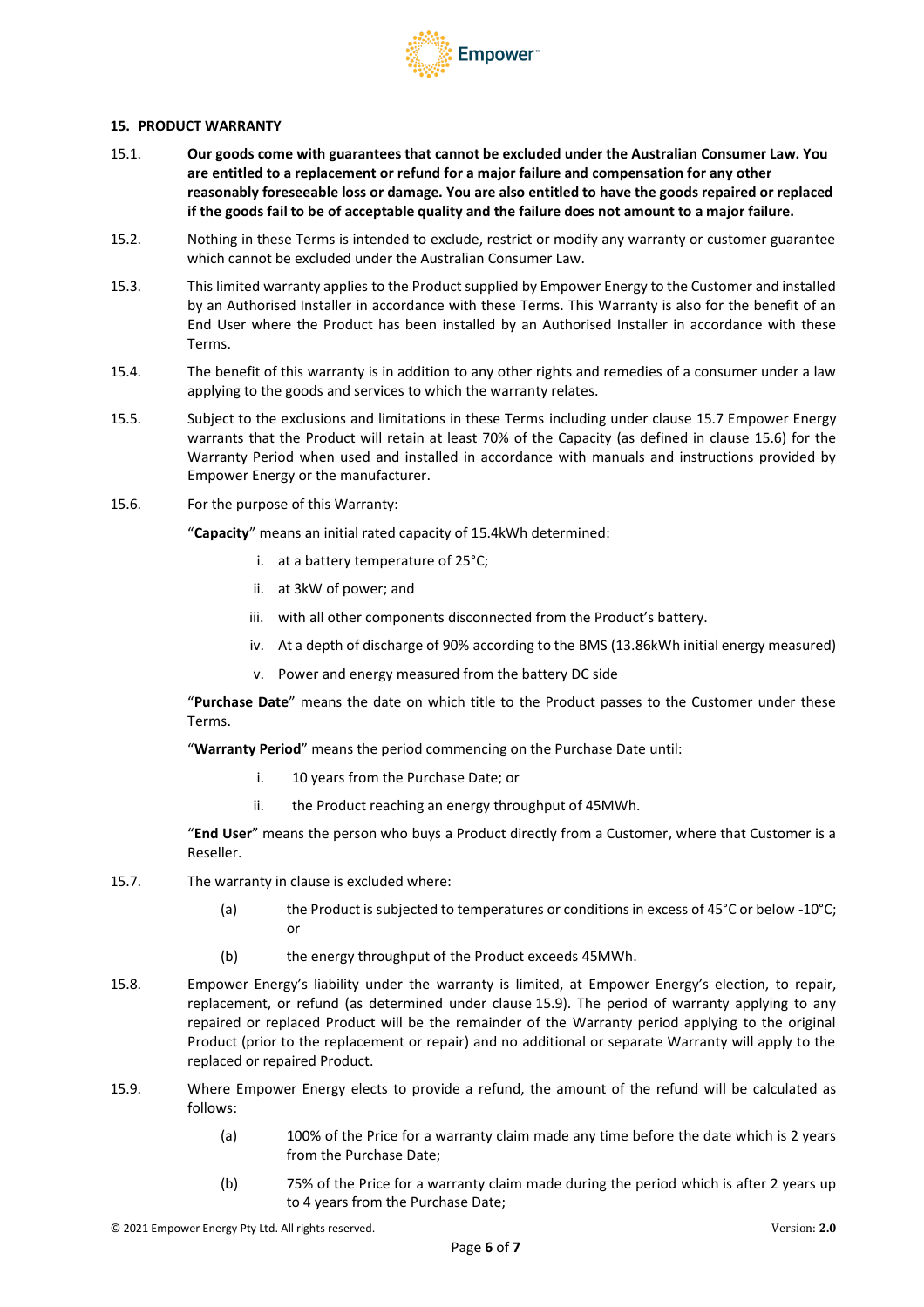## 15. PRODUCT WARRANTY

15.1. **Our goods come with guarantees that cannot be excluded under the Australian Consumer Law. You are entitled to a replacement or refund for a major failure and compensation for any other reasonably foreseeable loss or damage. You are also entitled to have the goods repaired or replaced if the goods fail to be of acceptable quality and the failure does not amount to a major failure.**

15.2. Nothing in these Terms is intended to exclude, restrict or modify any warranty or customer guarantee which cannot be excluded under the Australian Consumer Law.

15.3. This limited warranty applies to the Product supplied by Empower Energy to the Customer and installed by an Authorised Installer in accordance with these Terms. This Warranty is also for the benefit of an End User where the Product has been installed by an Authorised Installer in accordance with these Terms.

15.4. The benefit of this warranty is in addition to any other rights and remedies of a consumer under a law applying to the goods and services to which the warranty relates.

15.5. Subject to the exclusions and limitations in these Terms including under clause 15.7 Empower Energy warrants that the Product will retain at least 70% of the Capacity (as defined in clause 15.6) for the Warranty Period when used and installed in accordance with manuals and instructions provided by Empower Energy or the manufacturer.

15.6. For the purpose of this Warranty:

"**Capacity**" means an initial rated capacity of 15.4kWh determined:

i. at a battery temperature of 25°C;

ii. at 3kW of power; and

iii. with all other components disconnected from the Product's battery.

iv. At a depth of discharge of 90% according to the BMS (13.86kWh initial energy measured)

v. Power and energy measured from the battery DC side

"**Purchase Date**" means the date on which title to the Product passes to the Customer under these Terms.

"**Warranty Period**" means the period commencing on the Purchase Date until:

i. 10 years from the Purchase Date; or

ii. the Product reaching an energy throughput of 45MWh.

"**End User**" means the person who buys a Product directly from a Customer, where that Customer is a Reseller.

15.7. The warranty in clause is excluded where:

(a) the Product is subjected to temperatures or conditions in excess of 45°C or below -10°C; or

(b) the energy throughput of the Product exceeds 45MWh.

15.8. Empower Energy's liability under the warranty is limited, at Empower Energy's election, to repair, replacement, or refund (as determined under clause 15.9). The period of warranty applying to any repaired or replaced Product will be the remainder of the Warranty period applying to the original Product (prior to the replacement or repair) and no additional or separate Warranty will apply to the replaced or repaired Product.

15.9. Where Empower Energy elects to provide a refund, the amount of the refund will be calculated as follows:

(a) 100% of the Price for a warranty claim made any time before the date which is 2 years from the Purchase Date;

(b) 75% of the Price for a warranty claim made during the period which is after 2 years up to 4 years from the Purchase Date;

© 2021 Empower Energy Pty Ltd. All rights reserved. Version: **2.0**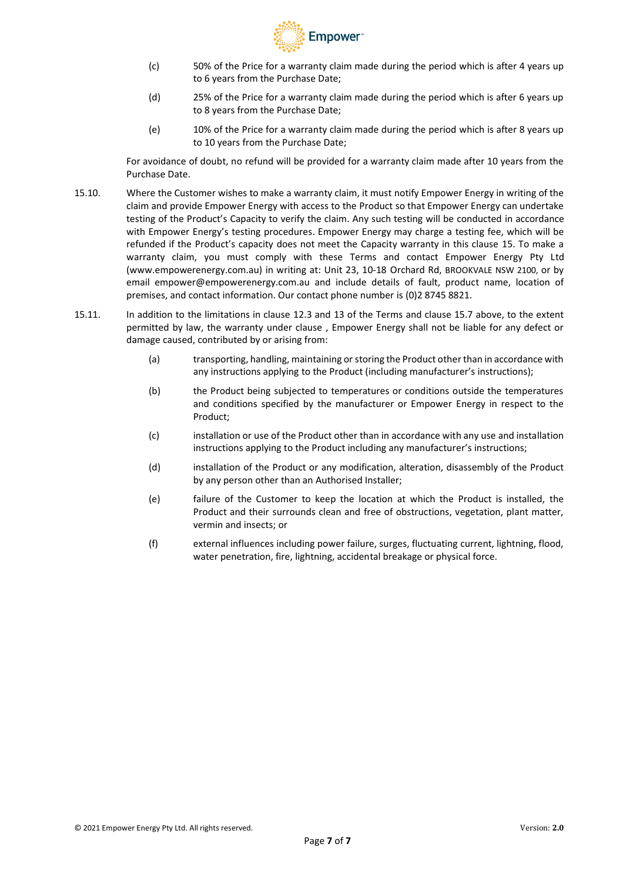(c) 50% of the Price for a warranty claim made during the period which is after 4 years up to 6 years from the Purchase Date;

(d) 25% of the Price for a warranty claim made during the period which is after 6 years up to 8 years from the Purchase Date;

(e) 10% of the Price for a warranty claim made during the period which is after 8 years up to 10 years from the Purchase Date;

For avoidance of doubt, no refund will be provided for a warranty claim made after 10 years from the Purchase Date.

15.10. Where the Customer wishes to make a warranty claim, it must notify Empower Energy in writing of the claim and provide Empower Energy with access to the Product so that Empower Energy can undertake testing of the Product's Capacity to verify the claim. Any such testing will be conducted in accordance with Empower Energy's testing procedures. Empower Energy may charge a testing fee, which will be refunded if the Product's capacity does not meet the Capacity warranty in this clause 15. To make a warranty claim, you must comply with these Terms and contact Empower Energy Pty Ltd (www.empowerenergy.com.au) in writing at: Unit 23, 10-18 Orchard Rd, BROOKVALE NSW 2100, or by email empower@empowerenergy.com.au and include details of fault, product name, location of premises, and contact information. Our contact phone number is (0)2 8745 8821.

15.11. In addition to the limitations in clause 12.3 and 13 of the Terms and clause 15.7 above, to the extent permitted by law, the warranty under clause , Empower Energy shall not be liable for any defect or damage caused, contributed by or arising from:

(a) transporting, handling, maintaining or storing the Product other than in accordance with any instructions applying to the Product (including manufacturer's instructions);

(b) the Product being subjected to temperatures or conditions outside the temperatures and conditions specified by the manufacturer or Empower Energy in respect to the Product;

(c) installation or use of the Product other than in accordance with any use and installation instructions applying to the Product including any manufacturer's instructions;

(d) installation of the Product or any modification, alteration, disassembly of the Product by any person other than an Authorised Installer;

(e) failure of the Customer to keep the location at which the Product is installed, the Product and their surrounds clean and free of obstructions, vegetation, plant matter, vermin and insects; or

(f) external influences including power failure, surges, fluctuating current, lightning, flood, water penetration, fire, lightning, accidental breakage or physical force.